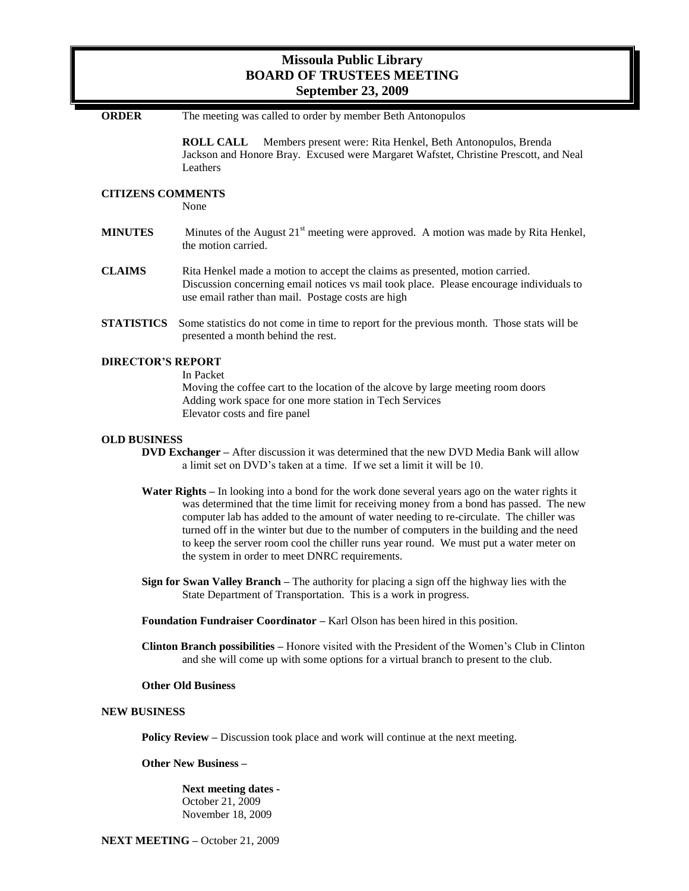# Missoula Public Library
## BOARD OF TRUSTEES MEETING
### September 23, 2009

**ORDER** The meeting was called to order by member Beth Antonopulos

**ROLL CALL** Members present were: Rita Henkel, Beth Antonopulos, Brenda Jackson and Honore Bray. Excused were Margaret Wafstet, Christine Prescott, and Neal Leathers

**CITIZENS COMMENTS**

None

**MINUTES** Minutes of the August 21st meeting were approved. A motion was made by Rita Henkel, the motion carried.

**CLAIMS** Rita Henkel made a motion to accept the claims as presented, motion carried. Discussion concerning email notices vs mail took place. Please encourage individuals to use email rather than mail. Postage costs are high

**STATISTICS** Some statistics do not come in time to report for the previous month. Those stats will be presented a month behind the rest.

**DIRECTOR'S REPORT**

In Packet
Moving the coffee cart to the location of the alcove by large meeting room doors
Adding work space for one more station in Tech Services
Elevator costs and fire panel

**OLD BUSINESS**

**DVD Exchanger –** After discussion it was determined that the new DVD Media Bank will allow a limit set on DVD's taken at a time. If we set a limit it will be 10.

**Water Rights –** In looking into a bond for the work done several years ago on the water rights it was determined that the time limit for receiving money from a bond has passed. The new computer lab has added to the amount of water needing to re-circulate. The chiller was turned off in the winter but due to the number of computers in the building and the need to keep the server room cool the chiller runs year round. We must put a water meter on the system in order to meet DNRC requirements.

**Sign for Swan Valley Branch –** The authority for placing a sign off the highway lies with the State Department of Transportation. This is a work in progress.

**Foundation Fundraiser Coordinator –** Karl Olson has been hired in this position.

**Clinton Branch possibilities –** Honore visited with the President of the Women's Club in Clinton and she will come up with some options for a virtual branch to present to the club.

**Other Old Business**

**NEW BUSINESS**

**Policy Review –** Discussion took place and work will continue at the next meeting.

**Other New Business –**

**Next meeting dates -**
October 21, 2009
November 18, 2009

**NEXT MEETING –** October 21, 2009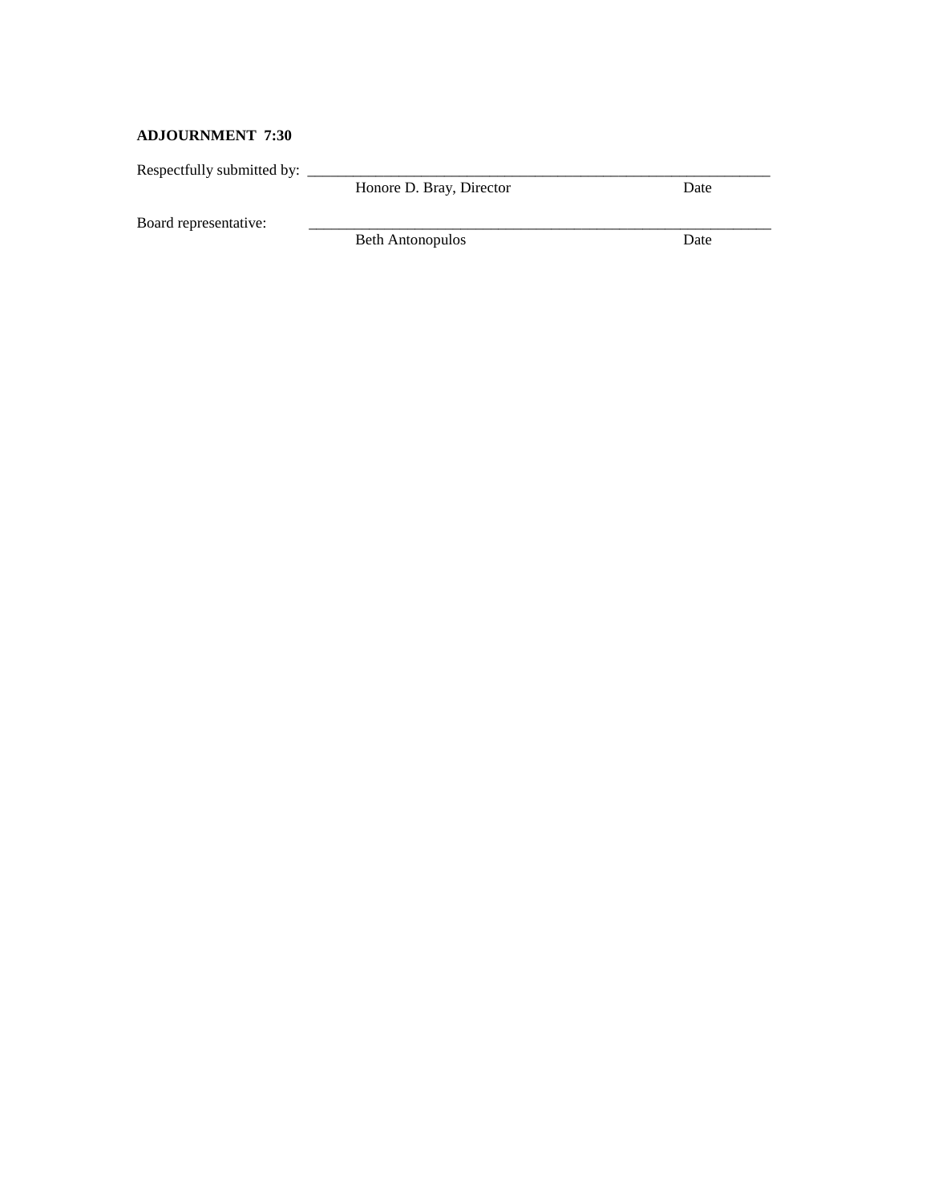**ADJOURNMENT 7:30**

Respectfully submitted by: _______________________________________________

Honore D. Bray, Director                                        Date

Board representative: _______________________________________________

Beth Antonopulos                                        Date